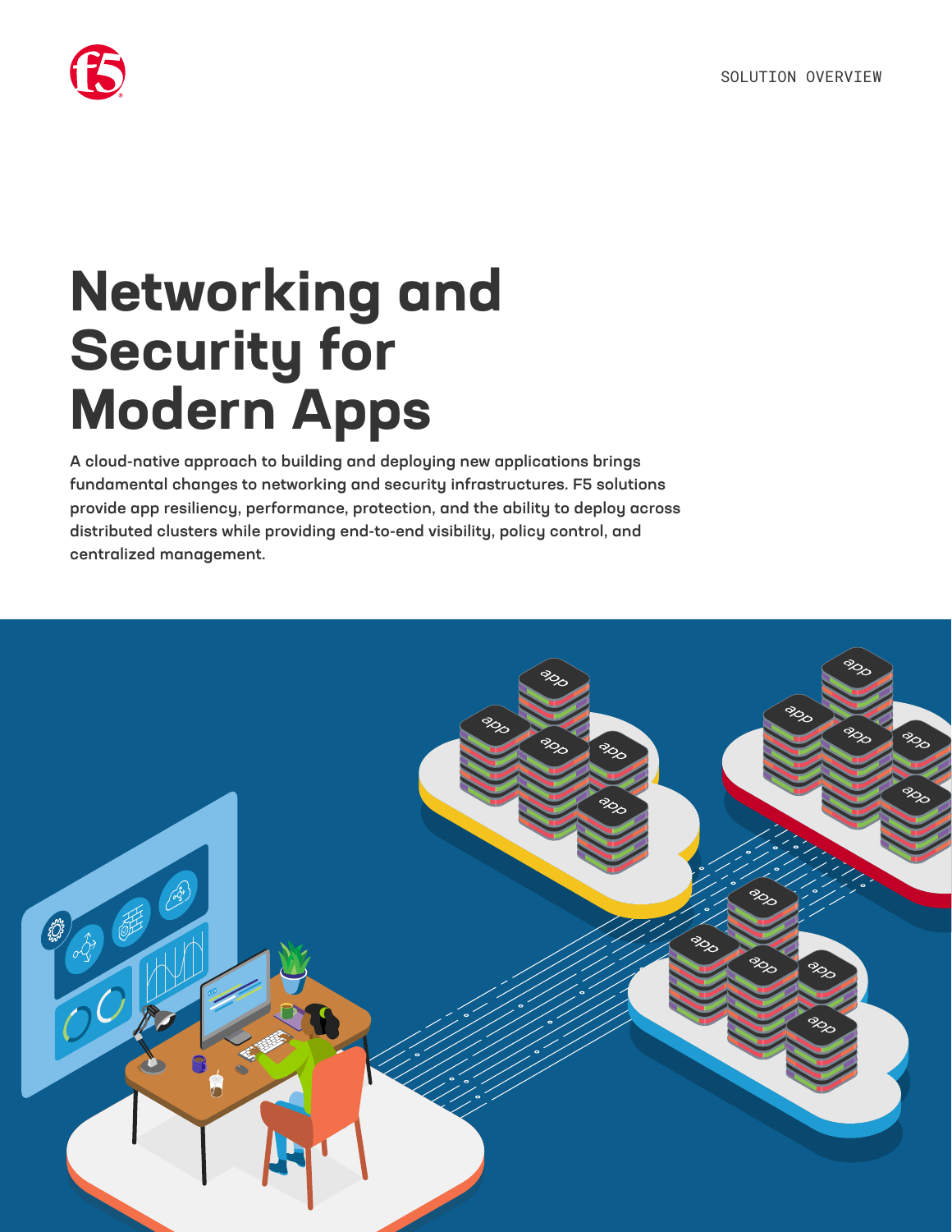SOLUTION OVERVIEW

# Networking and Security for Modern Apps

**A cloud-native approach to building and deploying new applications brings fundamental changes to networking and security infrastructures. F5 solutions provide app resiliency, performance, protection, and the ability to deploy across distributed clusters while providing end-to-end visibility, policy control, and centralized management.**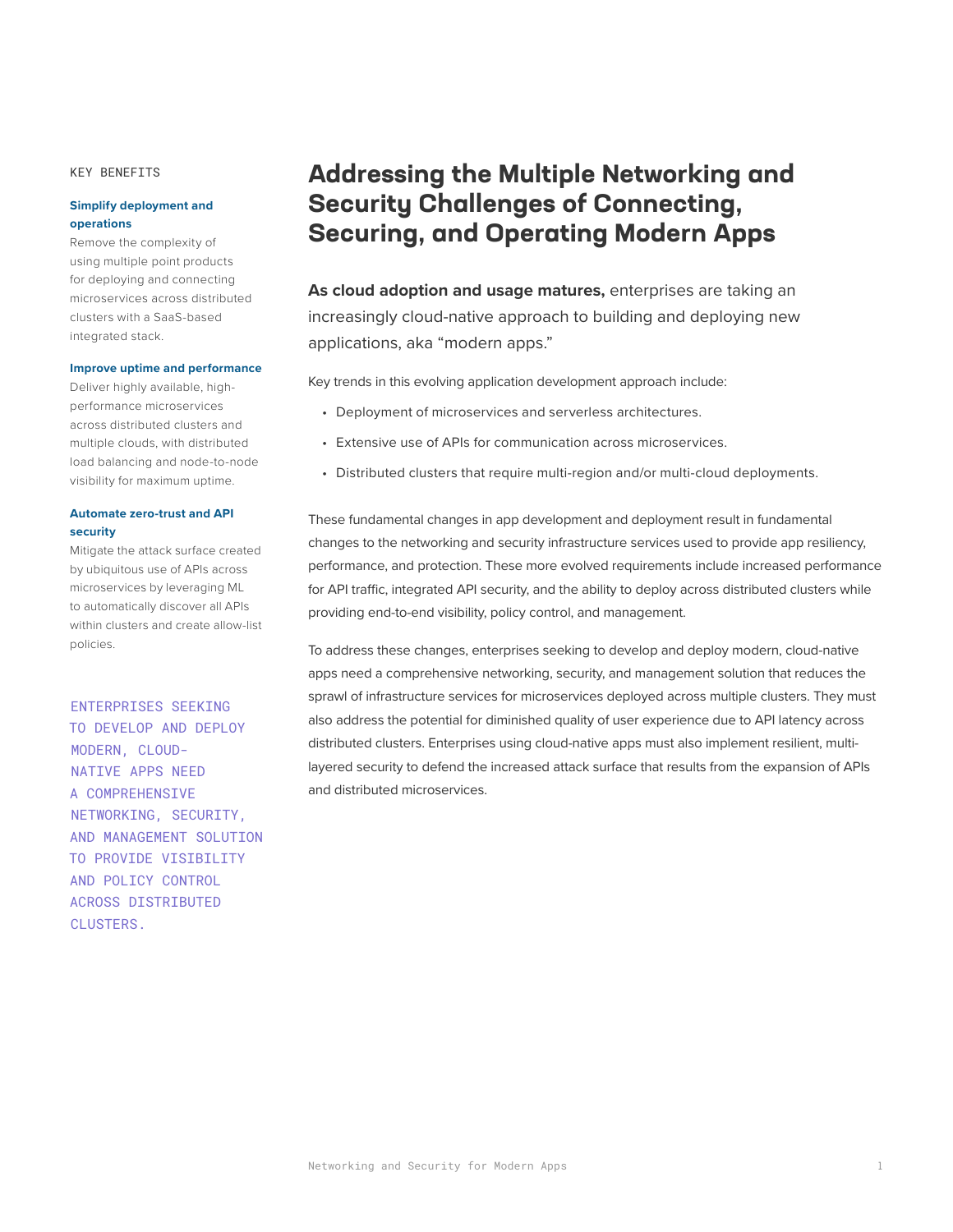# Addressing the Multiple Networking and Security Challenges of Connecting, Securing, and Operating Modern Apps

**As cloud adoption and usage matures,** enterprises are taking an increasingly cloud-native approach to building and deploying new applications, aka “modern apps.”

Key trends in this evolving application development approach include:

- Deployment of microservices and serverless architectures.
- Extensive use of APIs for communication across microservices.
- Distributed clusters that require multi-region and/or multi-cloud deployments.

These fundamental changes in app development and deployment result in fundamental changes to the networking and security infrastructure services used to provide app resiliency, performance, and protection. These more evolved requirements include increased performance for API traffic, integrated API security, and the ability to deploy across distributed clusters while providing end-to-end visibility, policy control, and management.

To address these changes, enterprises seeking to develop and deploy modern, cloud-native apps need a comprehensive networking, security, and management solution that reduces the sprawl of infrastructure services for microservices deployed across multiple clusters. They must also address the potential for diminished quality of user experience due to API latency across distributed clusters. Enterprises using cloud-native apps must also implement resilient, multi-layered security to defend the increased attack surface that results from the expansion of APIs and distributed microservices.

KEY BENEFITS

**Simplify deployment and operations**

Remove the complexity of using multiple point products for deploying and connecting microservices across distributed clusters with a SaaS-based integrated stack.

**Improve uptime and performance**

Deliver highly available, high-performance microservices across distributed clusters and multiple clouds, with distributed load balancing and node-to-node visibility for maximum uptime.

**Automate zero-trust and API security**

Mitigate the attack surface created by ubiquitous use of APIs across microservices by leveraging ML to automatically discover all APIs within clusters and create allow-list policies.

ENTERPRISES SEEKING TO DEVELOP AND DEPLOY MODERN, CLOUD-NATIVE APPS NEED A COMPREHENSIVE NETWORKING, SECURITY, AND MANAGEMENT SOLUTION TO PROVIDE VISIBILITY AND POLICY CONTROL ACROSS DISTRIBUTED CLUSTERS.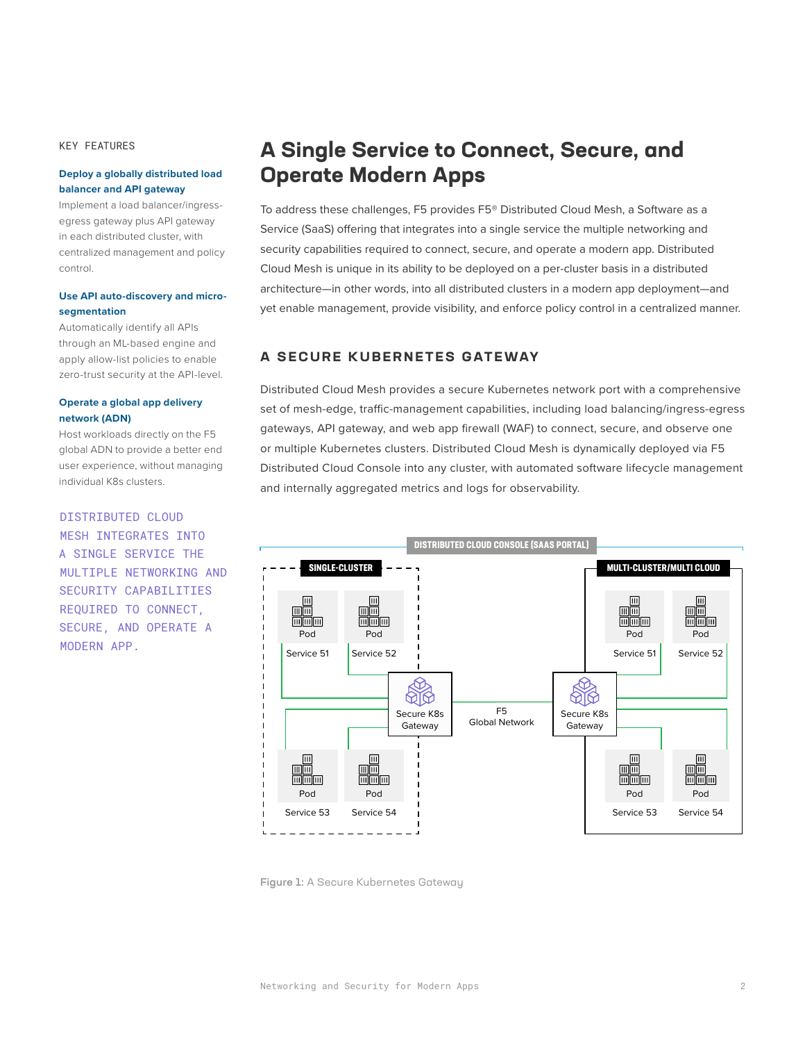# A Single Service to Connect, Secure, and Operate Modern Apps

To address these challenges, F5 provides F5® Distributed Cloud Mesh, a Software as a Service (SaaS) offering that integrates into a single service the multiple networking and security capabilities required to connect, secure, and operate a modern app. Distributed Cloud Mesh is unique in its ability to be deployed on a per-cluster basis in a distributed architecture—in other words, into all distributed clusters in a modern app deployment—and yet enable management, provide visibility, and enforce policy control in a centralized manner.

## A SECURE KUBERNETES GATEWAY

Distributed Cloud Mesh provides a secure Kubernetes network port with a comprehensive set of mesh-edge, traffic-management capabilities, including load balancing/ingress-egress gateways, API gateway, and web app firewall (WAF) to connect, secure, and observe one or multiple Kubernetes clusters. Distributed Cloud Mesh is dynamically deployed via F5 Distributed Cloud Console into any cluster, with automated software lifecycle management and internally aggregated metrics and logs for observability.

DISTRIBUTED CLOUD CONSOLE (SAAS PORTAL)

SINGLE-CLUSTER: Pod / Service 51, Pod / Service 52, Pod / Service 53, Pod / Service 54, Secure K8s Gateway

F5 Global Network

MULTI-CLUSTER/MULTI CLOUD: Secure K8s Gateway, Pod / Service 51, Pod / Service 52, Pod / Service 53, Pod / Service 54

Figure 1: A Secure Kubernetes Gateway

KEY FEATURES

**Deploy a globally distributed load balancer and API gateway**
Implement a load balancer/ingress-egress gateway plus API gateway in each distributed cluster, with centralized management and policy control.

**Use API auto-discovery and micro-segmentation**
Automatically identify all APIs through an ML-based engine and apply allow-list policies to enable zero-trust security at the API-level.

**Operate a global app delivery network (ADN)**
Host workloads directly on the F5 global ADN to provide a better end user experience, without managing individual K8s clusters.

DISTRIBUTED CLOUD MESH INTEGRATES INTO A SINGLE SERVICE THE MULTIPLE NETWORKING AND SECURITY CAPABILITIES REQUIRED TO CONNECT, SECURE, AND OPERATE A MODERN APP.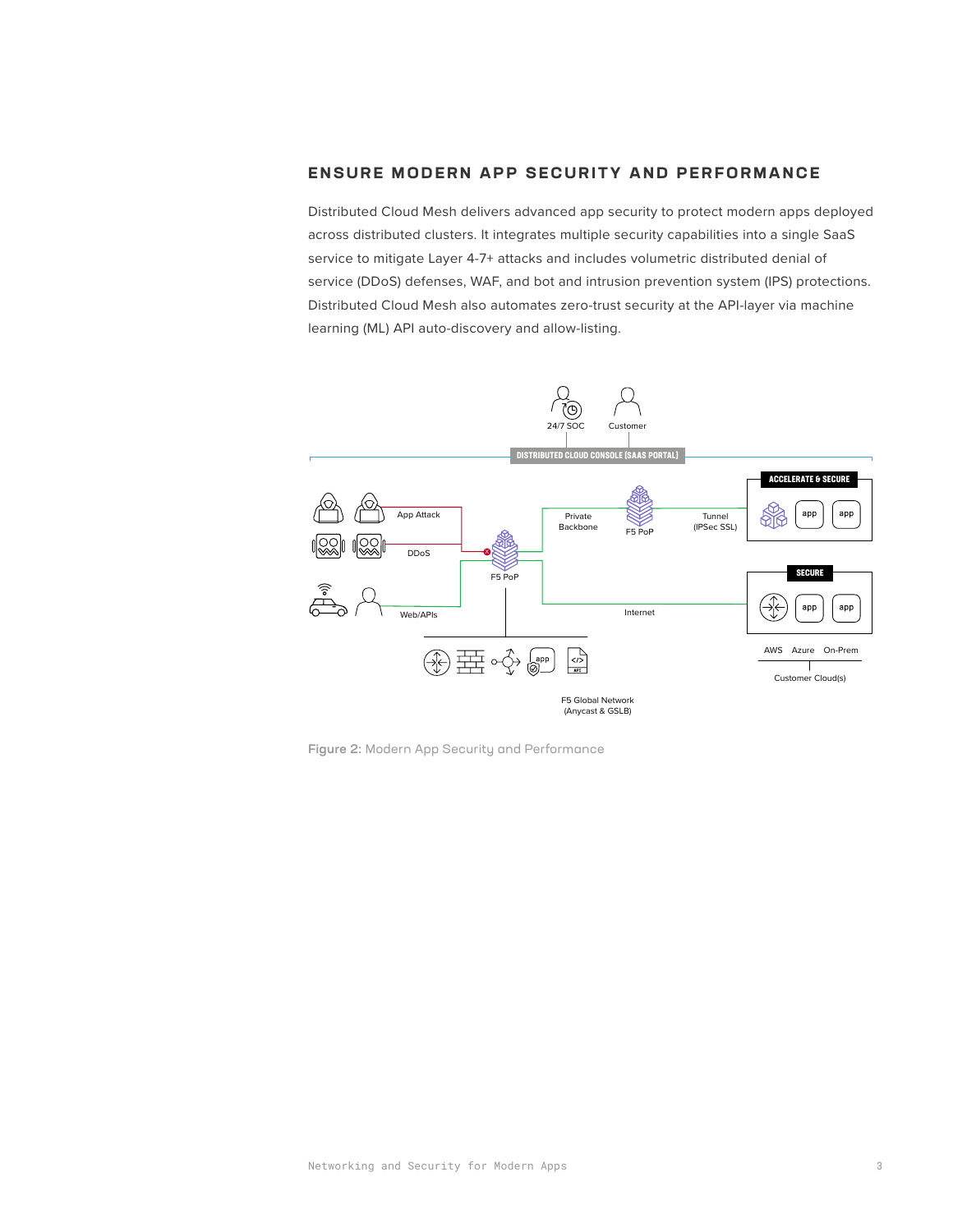## ENSURE MODERN APP SECURITY AND PERFORMANCE

Distributed Cloud Mesh delivers advanced app security to protect modern apps deployed across distributed clusters. It integrates multiple security capabilities into a single SaaS service to mitigate Layer 4-7+ attacks and includes volumetric distributed denial of service (DDoS) defenses, WAF, and bot and intrusion prevention system (IPS) protections. Distributed Cloud Mesh also automates zero-trust security at the API-layer via machine learning (ML) API auto-discovery and allow-listing.

Figure 2: Modern App Security and Performance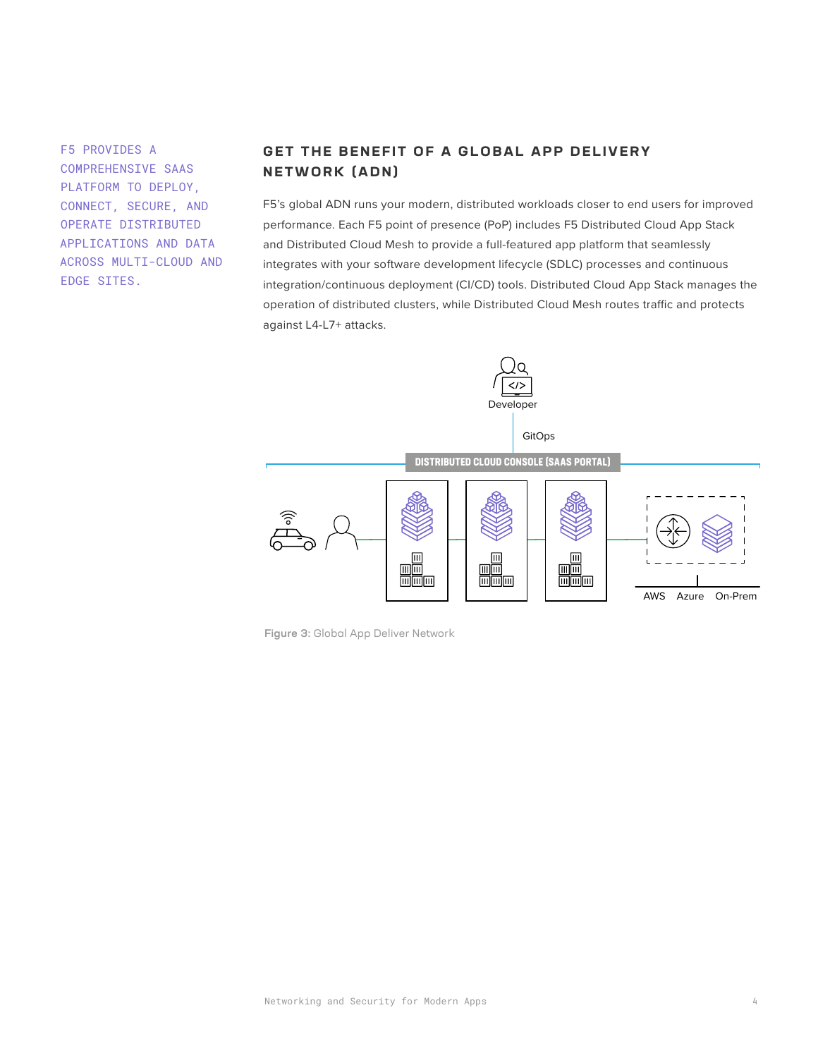F5 PROVIDES A COMPREHENSIVE SAAS PLATFORM TO DEPLOY, CONNECT, SECURE, AND OPERATE DISTRIBUTED APPLICATIONS AND DATA ACROSS MULTI-CLOUD AND EDGE SITES.

## GET THE BENEFIT OF A GLOBAL APP DELIVERY NETWORK (ADN)

F5's global ADN runs your modern, distributed workloads closer to end users for improved performance. Each F5 point of presence (PoP) includes F5 Distributed Cloud App Stack and Distributed Cloud Mesh to provide a full-featured app platform that seamlessly integrates with your software development lifecycle (SDLC) processes and continuous integration/continuous deployment (CI/CD) tools. Distributed Cloud App Stack manages the operation of distributed clusters, while Distributed Cloud Mesh routes traffic and protects against L4-L7+ attacks.

Developer

GitOps

DISTRIBUTED CLOUD CONSOLE (SAAS PORTAL)

AWS Azure On-Prem

**Figure 3:** Global App Deliver Network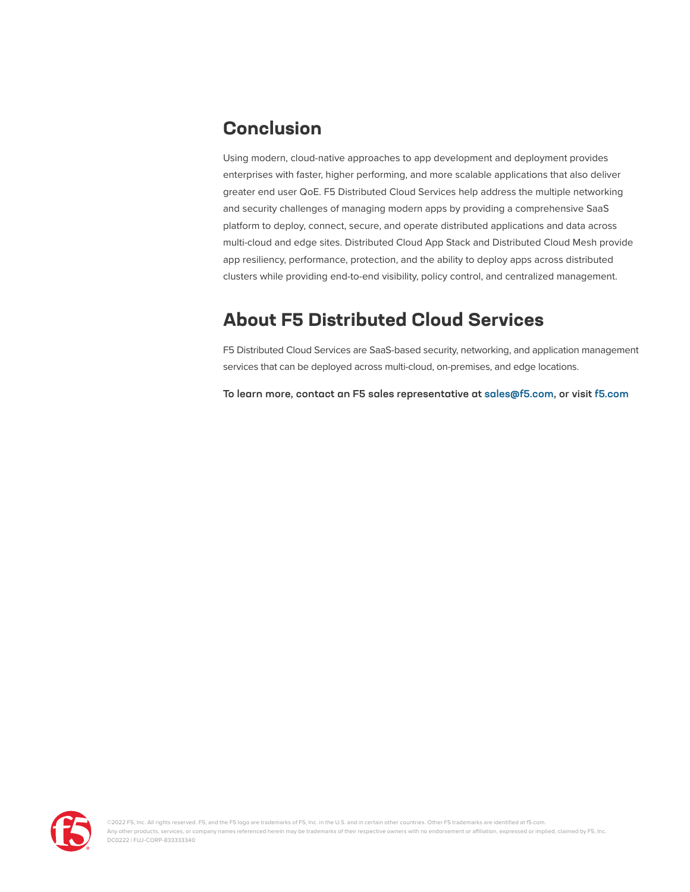## Conclusion

Using modern, cloud-native approaches to app development and deployment provides enterprises with faster, higher performing, and more scalable applications that also deliver greater end user QoE. F5 Distributed Cloud Services help address the multiple networking and security challenges of managing modern apps by providing a comprehensive SaaS platform to deploy, connect, secure, and operate distributed applications and data across multi-cloud and edge sites. Distributed Cloud App Stack and Distributed Cloud Mesh provide app resiliency, performance, protection, and the ability to deploy apps across distributed clusters while providing end-to-end visibility, policy control, and centralized management.

## About F5 Distributed Cloud Services

F5 Distributed Cloud Services are SaaS-based security, networking, and application management services that can be deployed across multi-cloud, on-premises, and edge locations.

**To learn more, contact an F5 sales representative at sales@f5.com, or visit f5.com**

©2022 F5, Inc. All rights reserved. F5, and the F5 logo are trademarks of F5, Inc. in the U.S. and in certain other countries. Other F5 trademarks are identified at f5.com. Any other products, services, or company names referenced herein may be trademarks of their respective owners with no endorsement or affiliation, expressed or implied, claimed by F5, Inc.
DC0222 | FUJ-CORP-833333340